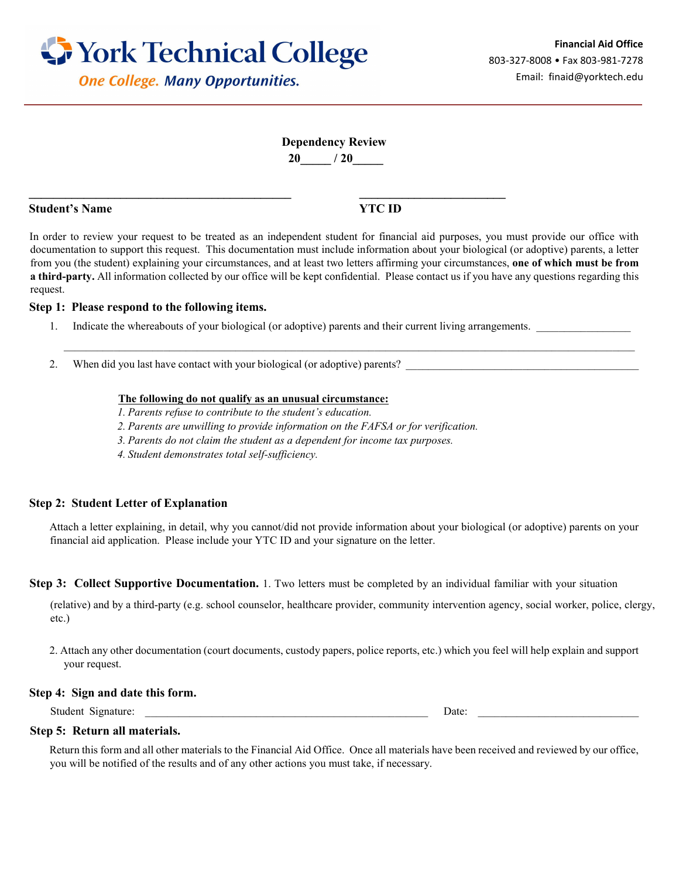**York Technical College**
*One College. Many Opportunities.*

**Financial Aid Office**
803-327-8008 • Fax 803-981-7278
Email: finaid@yorktech.edu

# Dependency Review

**20\_\_\_\_\_ / 20\_\_\_\_\_**

**Student's Name** \_\_\_\_\_\_\_\_\_\_\_\_\_\_\_\_\_\_\_\_\_\_\_\_\_\_\_\_\_\_\_\_\_\_\_\_\_\_\_\_ **YTC ID** \_\_\_\_\_\_\_\_\_\_\_\_\_\_\_\_\_\_\_\_\_\_\_

In order to review your request to be treated as an independent student for financial aid purposes, you must provide our office with documentation to support this request. This documentation must include information about your biological (or adoptive) parents, a letter from you (the student) explaining your circumstances, and at least two letters affirming your circumstances, **one of which must be from a third-party.** All information collected by our office will be kept confidential. Please contact us if you have any questions regarding this request.

**Step 1: Please respond to the following items.**

1. Indicate the whereabouts of your biological (or adoptive) parents and their current living arrangements. \_\_\_\_\_\_\_\_\_\_\_\_\_\_\_\_\_\_\_\_\_\_\_\_\_\_\_\_\_\_\_\_\_\_\_\_\_\_\_\_\_\_\_\_\_\_\_\_\_\_\_\_\_\_\_\_\_\_\_\_\_\_\_\_\_\_\_\_\_\_\_\_\_\_\_\_\_\_\_\_\_\_\_\_\_\_\_\_\_\_\_\_\_\_\_\_\_\_\_\_\_\_\_\_\_\_\_\_\_\_\_\_\_\_\_\_\_\_\_\_
2. When did you last have contact with your biological (or adoptive) parents? \_\_\_\_\_\_\_\_\_\_\_\_\_\_\_\_\_\_\_\_\_\_\_\_\_\_\_\_\_\_\_\_\_\_\_\_\_\_\_\_\_\_

<u>**The following do not qualify as an unusual circumstance:**</u>
*1. Parents refuse to contribute to the student's education.*
*2. Parents are unwilling to provide information on the FAFSA or for verification.*
*3. Parents do not claim the student as a dependent for income tax purposes.*
*4. Student demonstrates total self-sufficiency.*

**Step 2: Student Letter of Explanation**

Attach a letter explaining, in detail, why you cannot/did not provide information about your biological (or adoptive) parents on your financial aid application. Please include your YTC ID and your signature on the letter.

**Step 3: Collect Supportive Documentation.** 1. Two letters must be completed by an individual familiar with your situation (relative) and by a third-party (e.g. school counselor, healthcare provider, community intervention agency, social worker, police, clergy, etc.)

2. Attach any other documentation (court documents, custody papers, police reports, etc.) which you feel will help explain and support your request.

**Step 4: Sign and date this form.**

Student Signature: \_\_\_\_\_\_\_\_\_\_\_\_\_\_\_\_\_\_\_\_\_\_\_\_\_\_\_\_\_\_\_\_\_\_\_\_\_\_\_\_\_\_\_\_\_\_\_\_ Date: \_\_\_\_\_\_\_\_\_\_\_\_\_\_\_\_\_\_\_\_\_\_\_\_\_\_\_\_\_\_

**Step 5: Return all materials.**

Return this form and all other materials to the Financial Aid Office. Once all materials have been received and reviewed by our office, you will be notified of the results and of any other actions you must take, if necessary.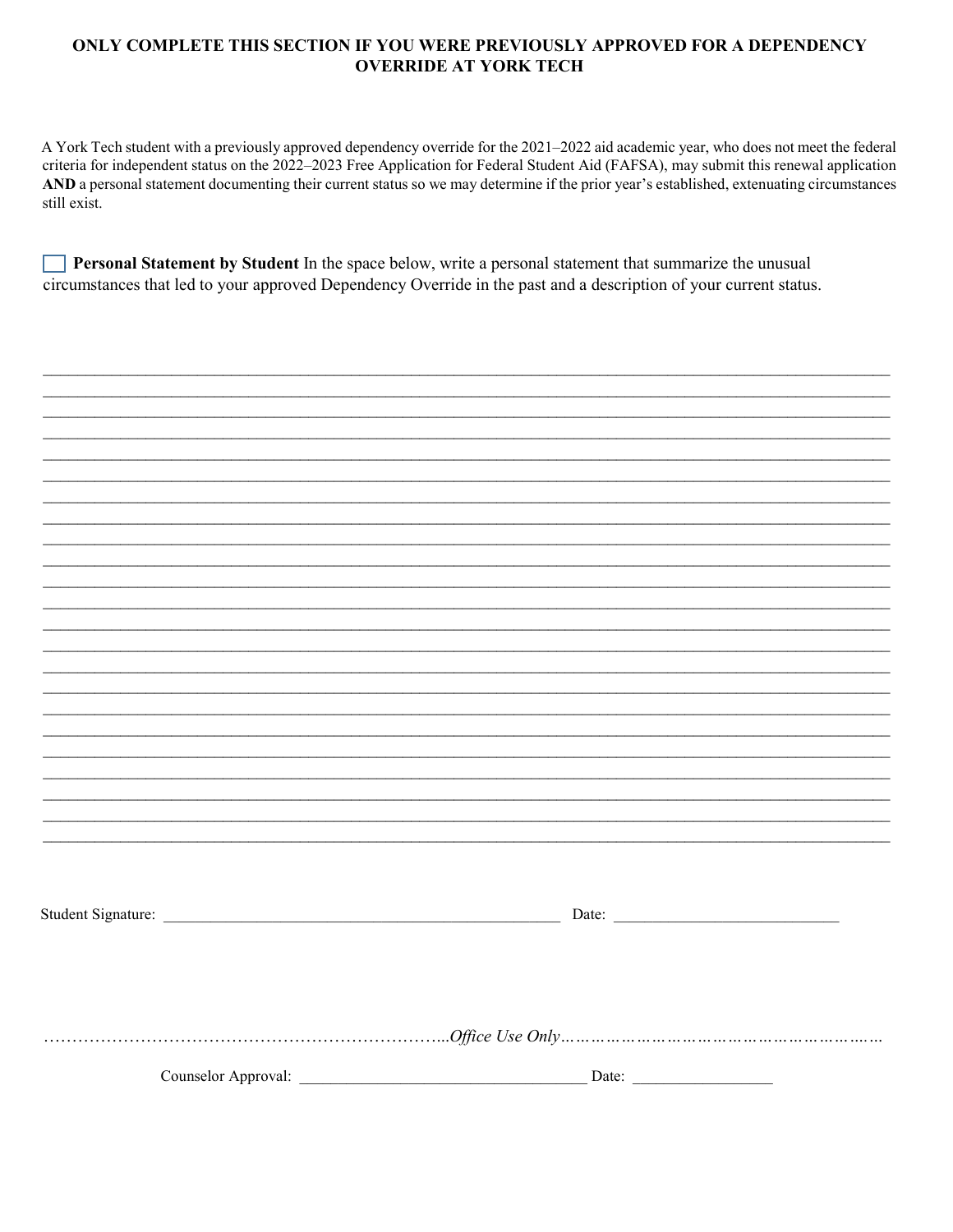## ONLY COMPLETE THIS SECTION IF YOU WERE PREVIOUSLY APPROVED FOR A DEPENDENCY OVERRIDE AT YORK TECH

A York Tech student with a previously approved dependency override for the 2021–2022 aid academic year, who does not meet the federal criteria for independent status on the 2022–2023 Free Application for Federal Student Aid (FAFSA), may submit this renewal application **AND** a personal statement documenting their current status so we may determine if the prior year's established, extenuating circumstances still exist.

☐ **Personal Statement by Student** In the space below, write a personal statement that summarize the unusual circumstances that led to your approved Dependency Override in the past and a description of your current status.

_______________________________________________________________________________________________

_______________________________________________________________________________________________

_______________________________________________________________________________________________

_______________________________________________________________________________________________

_______________________________________________________________________________________________

_______________________________________________________________________________________________

_______________________________________________________________________________________________

_______________________________________________________________________________________________

_______________________________________________________________________________________________

_______________________________________________________________________________________________

_______________________________________________________________________________________________

_______________________________________________________________________________________________

_______________________________________________________________________________________________

_______________________________________________________________________________________________

_______________________________________________________________________________________________

_______________________________________________________________________________________________

_______________________________________________________________________________________________

_______________________________________________________________________________________________

_______________________________________________________________________________________________

_______________________________________________________________________________________________

_______________________________________________________________________________________________

_______________________________________________________________________________________________

_______________________________________________________________________________________________

Student Signature: ____________________________________________ Date: __________________________

…………………………………………………………….*Office Use Only*……………………………………………………

Counselor Approval: __________________________________ Date: _________________